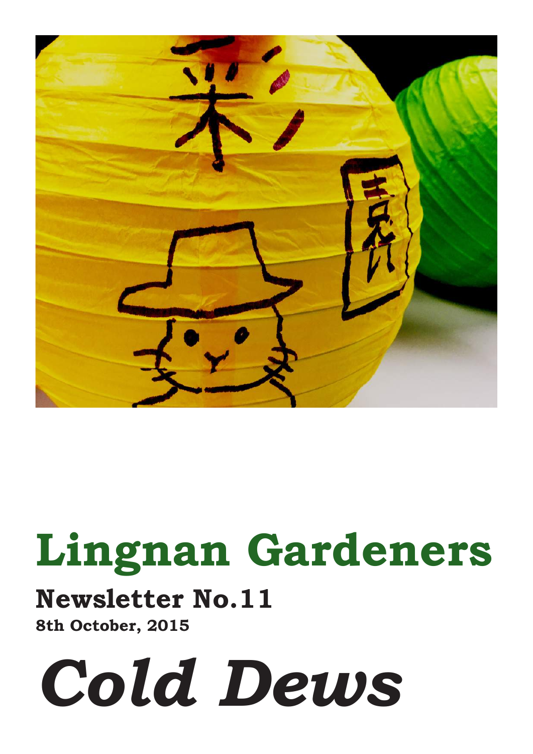# Lingnan Gardeners

## Newsletter No.11

**8th October, 2015**

# *Cold Dews*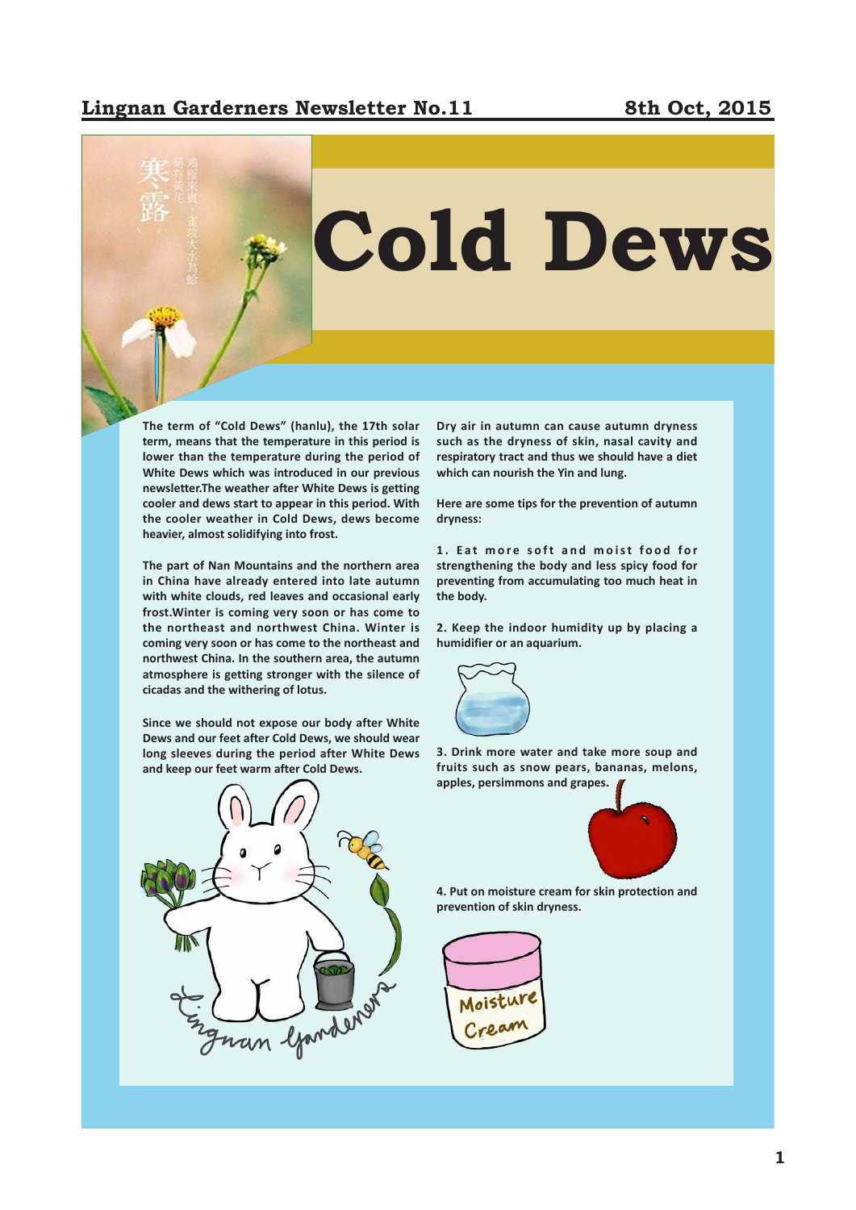# Cold Dews

The term of "Cold Dews" (hanlu), the 17th solar term, means that the temperature in this period is lower than the temperature during the period of White Dews which was introduced in our previous newsletter.The weather after White Dews is getting cooler and dews start to appear in this period. With the cooler weather in Cold Dews, dews become heavier, almost solidifying into frost.

The part of Nan Mountains and the northern area in China have already entered into late autumn with white clouds, red leaves and occasional early frost.Winter is coming very soon or has come to the northeast and northwest China. Winter is coming very soon or has come to the northeast and northwest China. In the southern area, the autumn atmosphere is getting stronger with the silence of cicadas and the withering of lotus.

Since we should not expose our body after White Dews and our feet after Cold Dews, we should wear long sleeves during the period after White Dews and keep our feet warm after Cold Dews.

Dry air in autumn can cause autumn dryness such as the dryness of skin, nasal cavity and respiratory tract and thus we should have a diet which can nourish the Yin and lung.

Here are some tips for the prevention of autumn dryness:

1. Eat more soft and moist food for strengthening the body and less spicy food for preventing from accumulating too much heat in the body.

2. Keep the indoor humidity up by placing a humidifier or an aquarium.

3. Drink more water and take more soup and fruits such as snow pears, bananas, melons, apples, persimmons and grapes.

4. Put on moisture cream for skin protection and prevention of skin dryness.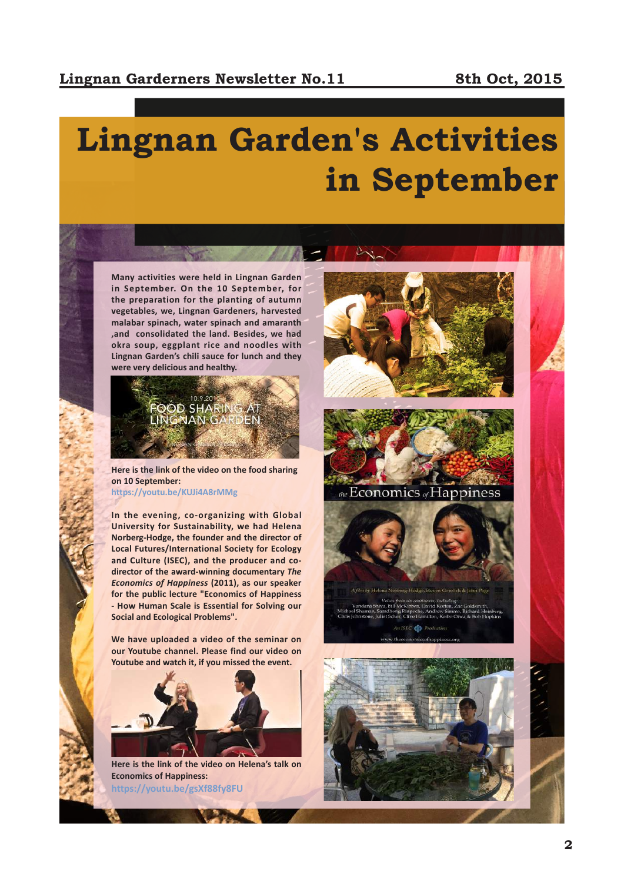# Lingnan Garden's Activities in September

Many activities were held in Lingnan Garden in September. On the 10 September, for the preparation for the planting of autumn vegetables, we, Lingnan Gardeners, harvested malabar spinach, water spinach and amaranth ,and consolidated the land. Besides, we had okra soup, eggplant rice and noodles with Lingnan Garden's chili sauce for lunch and they were very delicious and healthy.

Here is the link of the video on the food sharing on 10 September:
https://youtu.be/KUJi4A8rMMg

In the evening, co-organizing with Global University for Sustainability, we had Helena Norberg-Hodge, the founder and the director of Local Futures/International Society for Ecology and Culture (ISEC), and the producer and co-director of the award-winning documentary *The Economics of Happiness* (2011), as our speaker for the public lecture "Economics of Happiness - How Human Scale is Essential for Solving our Social and Ecological Problems".

We have uploaded a video of the seminar on our Youtube channel. Please find our video on Youtube and watch it, if you missed the event.

Here is the link of the video on Helena's talk on Economics of Happiness:
https://youtu.be/gsXf88fy8FU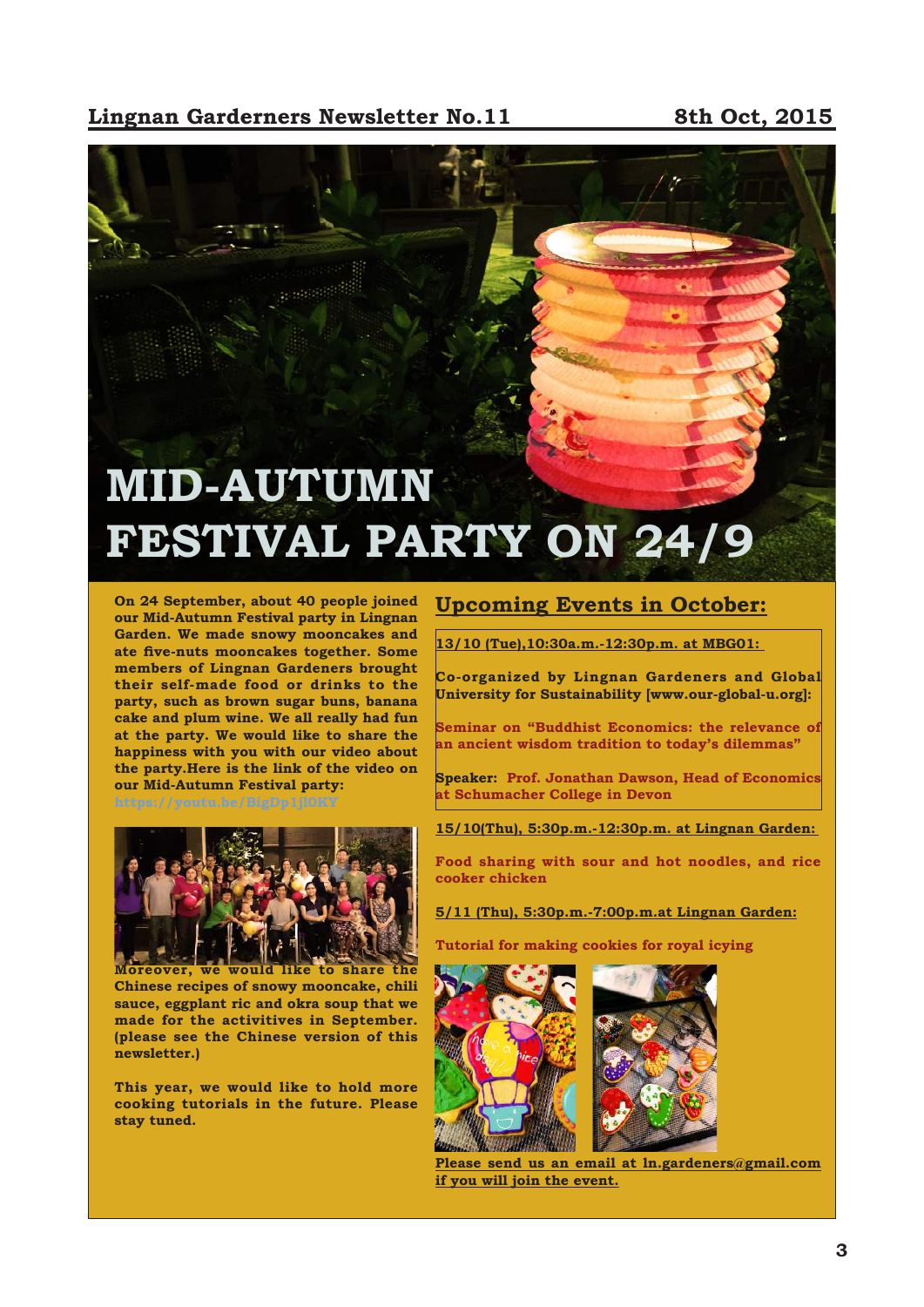Lingnan Garderners Newsletter No.11 — 8th Oct, 2015

# MID-AUTUMN FESTIVAL PARTY ON 24/9

**On 24 September, about 40 people joined our Mid-Autumn Festival party in Lingnan Garden. We made snowy mooncakes and ate five-nuts mooncakes together. Some members of Lingnan Gardeners brought their self-made food or drinks to the party, such as brown sugar buns, banana cake and plum wine. We all really had fun at the party. We would like to share the happiness with you with our video about the party.Here is the link of the video on our Mid-Autumn Festival party:** https://youtu.be/BigDp1Jl0KY

**Moreover, we would like to share the Chinese recipes of snowy mooncake, chili sauce, eggplant ric and okra soup that we made for the activitives in September. (please see the Chinese version of this newsletter.)**

**This year, we would like to hold more cooking tutorials in the future. Please stay tuned.**

## Upcoming Events in October:

**13/10 (Tue),10:30a.m.-12:30p.m. at MBG01:**

**Co-organized by Lingnan Gardeners and Global University for Sustainability [www.our-global-u.org]:**

**Seminar on "Buddhist Economics: the relevance of an ancient wisdom tradition to today's dilemmas"**

**Speaker: Prof. Jonathan Dawson, Head of Economics at Schumacher College in Devon**

**15/10(Thu), 5:30p.m.-12:30p.m. at Lingnan Garden:**

**Food sharing with sour and hot noodles, and rice cooker chicken**

**5/11 (Thu), 5:30p.m.-7:00p.m.at Lingnan Garden:**

**Tutorial for making cookies for royal icying**

**Please send us an email at ln.gardeners@gmail.com if you will join the event.**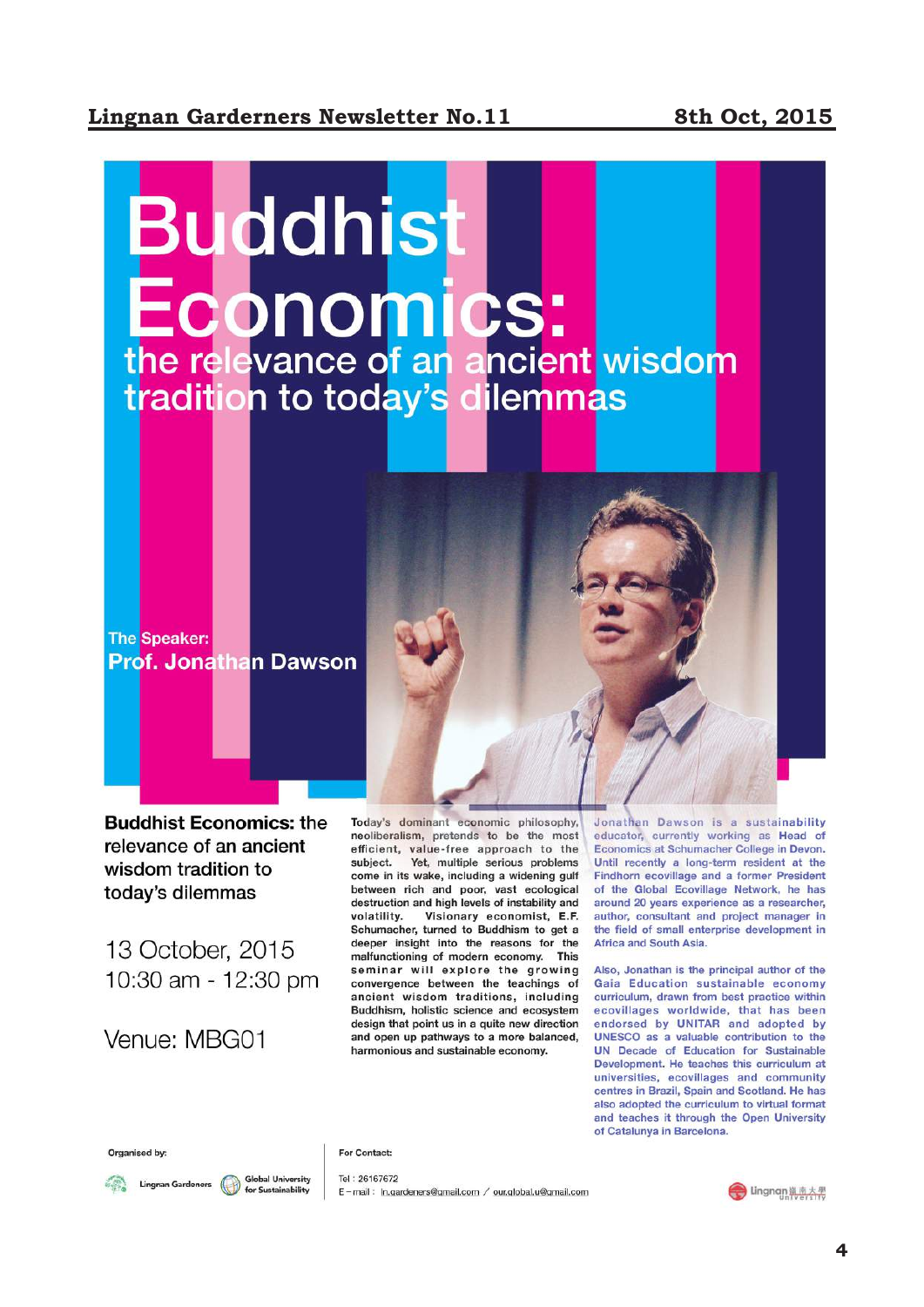# Buddhist Economics:

## the relevance of an ancient wisdom tradition to today's dilemmas

The Speaker:
**Prof. Jonathan Dawson**

**Buddhist Economics:** the relevance of an ancient wisdom tradition to today's dilemmas

13 October, 2015
10:30 am - 12:30 pm

Venue: MBG01

Today's dominant economic philosophy, neoliberalism, pretends to be the most efficient, value-free approach to the subject. Yet, multiple serious problems come in its wake, including a widening gulf between rich and poor, vast ecological destruction and high levels of instability and volatility. Visionary economist, E.F. Schumacher, turned to Buddhism to get a deeper insight into the reasons for the malfunctioning of modern economy. This seminar will explore the growing convergence between the teachings of ancient wisdom traditions, including Buddhism, holistic science and ecosystem design that point us in a quite new direction and open up pathways to a more balanced, harmonious and sustainable economy.

Jonathan Dawson is a sustainability educator, currently working as Head of Economics at Schumacher College in Devon. Until recently a long-term resident at the Findhorn ecovillage and a former President of the Global Ecovillage Network, he has around 20 years experience as a researcher, author, consultant and project manager in the field of small enterprise development in Africa and South Asia.

Also, Jonathan is the principal author of the Gaia Education sustainable economy curriculum, drawn from best practice within ecovillages worldwide, that has been endorsed by UNITAR and adopted by UNESCO as a valuable contribution to the UN Decade of Education for Sustainable Development. He teaches this curriculum at universities, ecovillages and community centres in Brazil, Spain and Scotland. He has also adopted the curriculum to virtual format and teaches it through the Open University of Catalunya in Barcelona.

Organised by: Lingnan Gardeners, Global University for Sustainability

For Contact:
Tel : 26167672
E-mail : ln.gardeners@gmail.com / our.global.u@gmail.com

Lingnan 嶺南大學 University